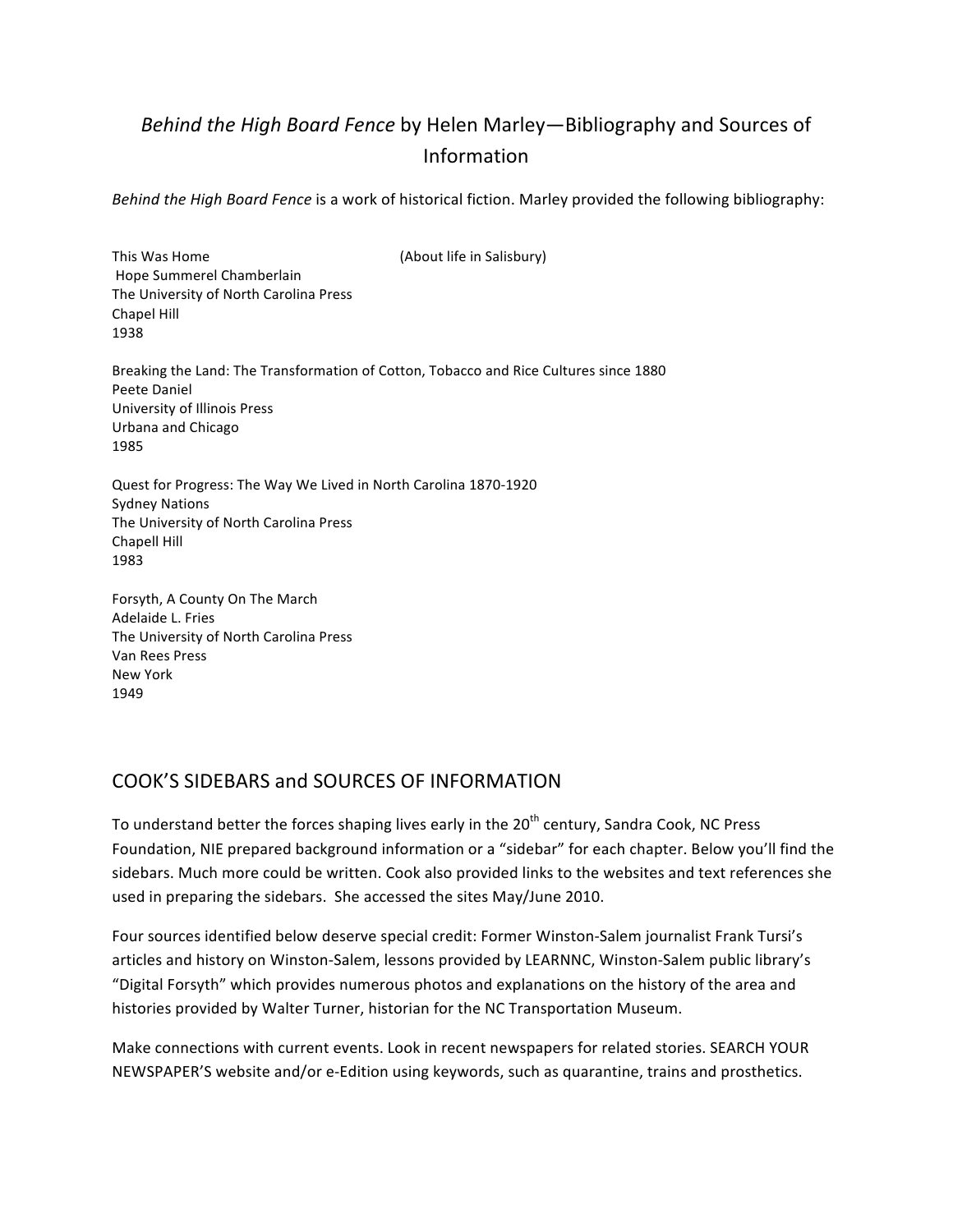# *Behind the High Board Fence* by Helen Marley—Bibliography and Sources of Information

*Behind the High Board Fence* is a work of historical fiction. Marley provided the following bibliography:

This Was Home (About life in Salisbury)  
Hope Summerel Chamberlain  
The University of North Carolina Press  
Chapel Hill  
1938

Breaking the Land: The Transformation of Cotton, Tobacco and Rice Cultures since 1880  
Peete Daniel  
University of Illinois Press  
Urbana and Chicago  
1985

Quest for Progress: The Way We Lived in North Carolina 1870-1920  
Sydney Nations  
The University of North Carolina Press  
Chapell Hill  
1983

Forsyth, A County On The March  
Adelaide L. Fries  
The University of North Carolina Press  
Van Rees Press  
New York  
1949

## COOK'S SIDEBARS and SOURCES OF INFORMATION

To understand better the forces shaping lives early in the 20th century, Sandra Cook, NC Press Foundation, NIE prepared background information or a "sidebar" for each chapter. Below you'll find the sidebars. Much more could be written. Cook also provided links to the websites and text references she used in preparing the sidebars. She accessed the sites May/June 2010.

Four sources identified below deserve special credit: Former Winston-Salem journalist Frank Tursi's articles and history on Winston-Salem, lessons provided by LEARNNC, Winston-Salem public library's "Digital Forsyth" which provides numerous photos and explanations on the history of the area and histories provided by Walter Turner, historian for the NC Transportation Museum.

Make connections with current events. Look in recent newspapers for related stories. SEARCH YOUR NEWSPAPER'S website and/or e-Edition using keywords, such as quarantine, trains and prosthetics.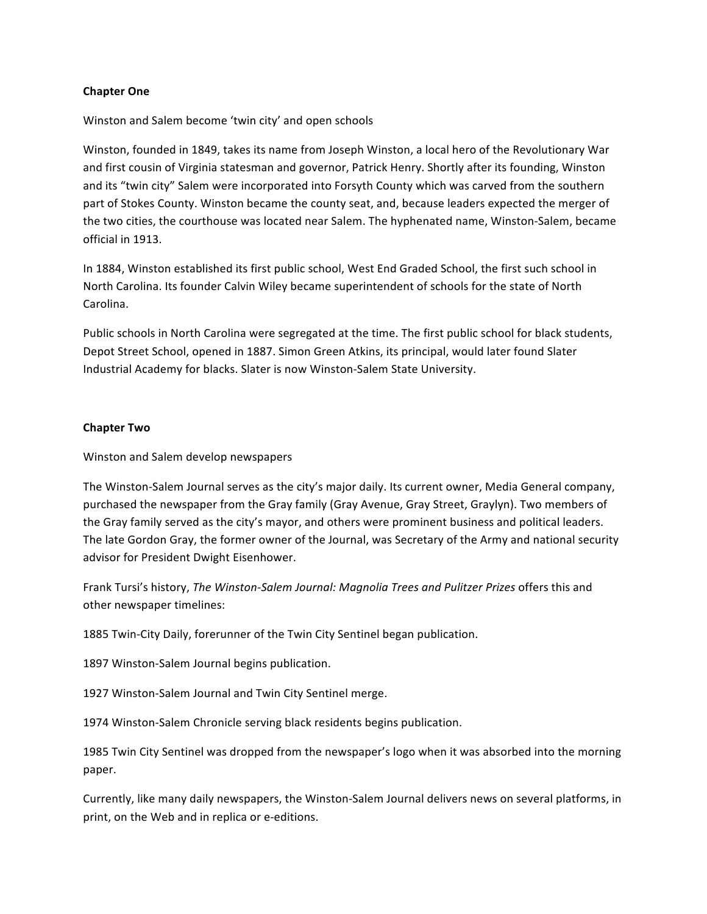## Chapter One

Winston and Salem become 'twin city' and open schools

Winston, founded in 1849, takes its name from Joseph Winston, a local hero of the Revolutionary War and first cousin of Virginia statesman and governor, Patrick Henry. Shortly after its founding, Winston and its "twin city" Salem were incorporated into Forsyth County which was carved from the southern part of Stokes County. Winston became the county seat, and, because leaders expected the merger of the two cities, the courthouse was located near Salem. The hyphenated name, Winston-Salem, became official in 1913.

In 1884, Winston established its first public school, West End Graded School, the first such school in North Carolina. Its founder Calvin Wiley became superintendent of schools for the state of North Carolina.

Public schools in North Carolina were segregated at the time. The first public school for black students, Depot Street School, opened in 1887. Simon Green Atkins, its principal, would later found Slater Industrial Academy for blacks. Slater is now Winston-Salem State University.

## Chapter Two

Winston and Salem develop newspapers

The Winston-Salem Journal serves as the city's major daily. Its current owner, Media General company, purchased the newspaper from the Gray family (Gray Avenue, Gray Street, Graylyn). Two members of the Gray family served as the city's mayor, and others were prominent business and political leaders. The late Gordon Gray, the former owner of the Journal, was Secretary of the Army and national security advisor for President Dwight Eisenhower.

Frank Tursi's history, *The Winston-Salem Journal: Magnolia Trees and Pulitzer Prizes* offers this and other newspaper timelines:

1885 Twin-City Daily, forerunner of the Twin City Sentinel began publication.

1897 Winston-Salem Journal begins publication.

1927 Winston-Salem Journal and Twin City Sentinel merge.

1974 Winston-Salem Chronicle serving black residents begins publication.

1985 Twin City Sentinel was dropped from the newspaper's logo when it was absorbed into the morning paper.

Currently, like many daily newspapers, the Winston-Salem Journal delivers news on several platforms, in print, on the Web and in replica or e-editions.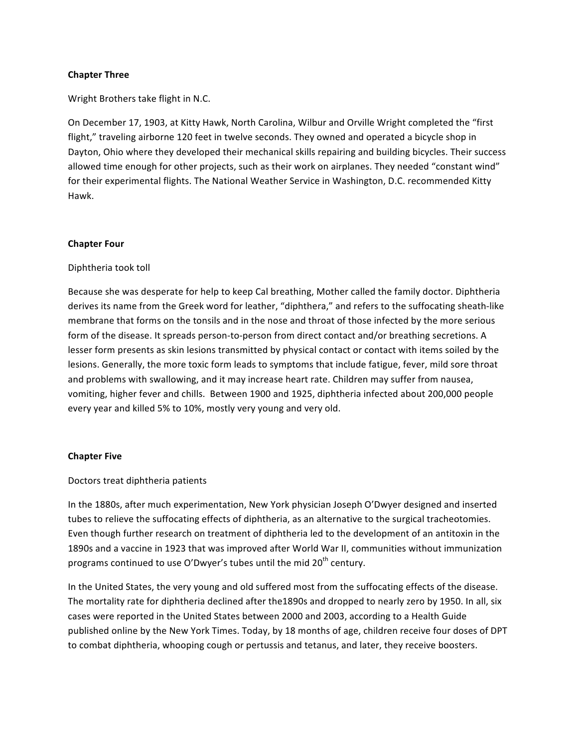## Chapter Three

Wright Brothers take flight in N.C.

On December 17, 1903, at Kitty Hawk, North Carolina, Wilbur and Orville Wright completed the "first flight," traveling airborne 120 feet in twelve seconds. They owned and operated a bicycle shop in Dayton, Ohio where they developed their mechanical skills repairing and building bicycles. Their success allowed time enough for other projects, such as their work on airplanes. They needed "constant wind" for their experimental flights. The National Weather Service in Washington, D.C. recommended Kitty Hawk.

## Chapter Four

Diphtheria took toll

Because she was desperate for help to keep Cal breathing, Mother called the family doctor. Diphtheria derives its name from the Greek word for leather, "diphthera," and refers to the suffocating sheath-like membrane that forms on the tonsils and in the nose and throat of those infected by the more serious form of the disease. It spreads person-to-person from direct contact and/or breathing secretions. A lesser form presents as skin lesions transmitted by physical contact or contact with items soiled by the lesions. Generally, the more toxic form leads to symptoms that include fatigue, fever, mild sore throat and problems with swallowing, and it may increase heart rate. Children may suffer from nausea, vomiting, higher fever and chills. Between 1900 and 1925, diphtheria infected about 200,000 people every year and killed 5% to 10%, mostly very young and very old.

## Chapter Five

Doctors treat diphtheria patients

In the 1880s, after much experimentation, New York physician Joseph O'Dwyer designed and inserted tubes to relieve the suffocating effects of diphtheria, as an alternative to the surgical tracheotomies. Even though further research on treatment of diphtheria led to the development of an antitoxin in the 1890s and a vaccine in 1923 that was improved after World War II, communities without immunization programs continued to use O'Dwyer's tubes until the mid 20th century.

In the United States, the very young and old suffered most from the suffocating effects of the disease. The mortality rate for diphtheria declined after the1890s and dropped to nearly zero by 1950. In all, six cases were reported in the United States between 2000 and 2003, according to a Health Guide published online by the New York Times. Today, by 18 months of age, children receive four doses of DPT to combat diphtheria, whooping cough or pertussis and tetanus, and later, they receive boosters.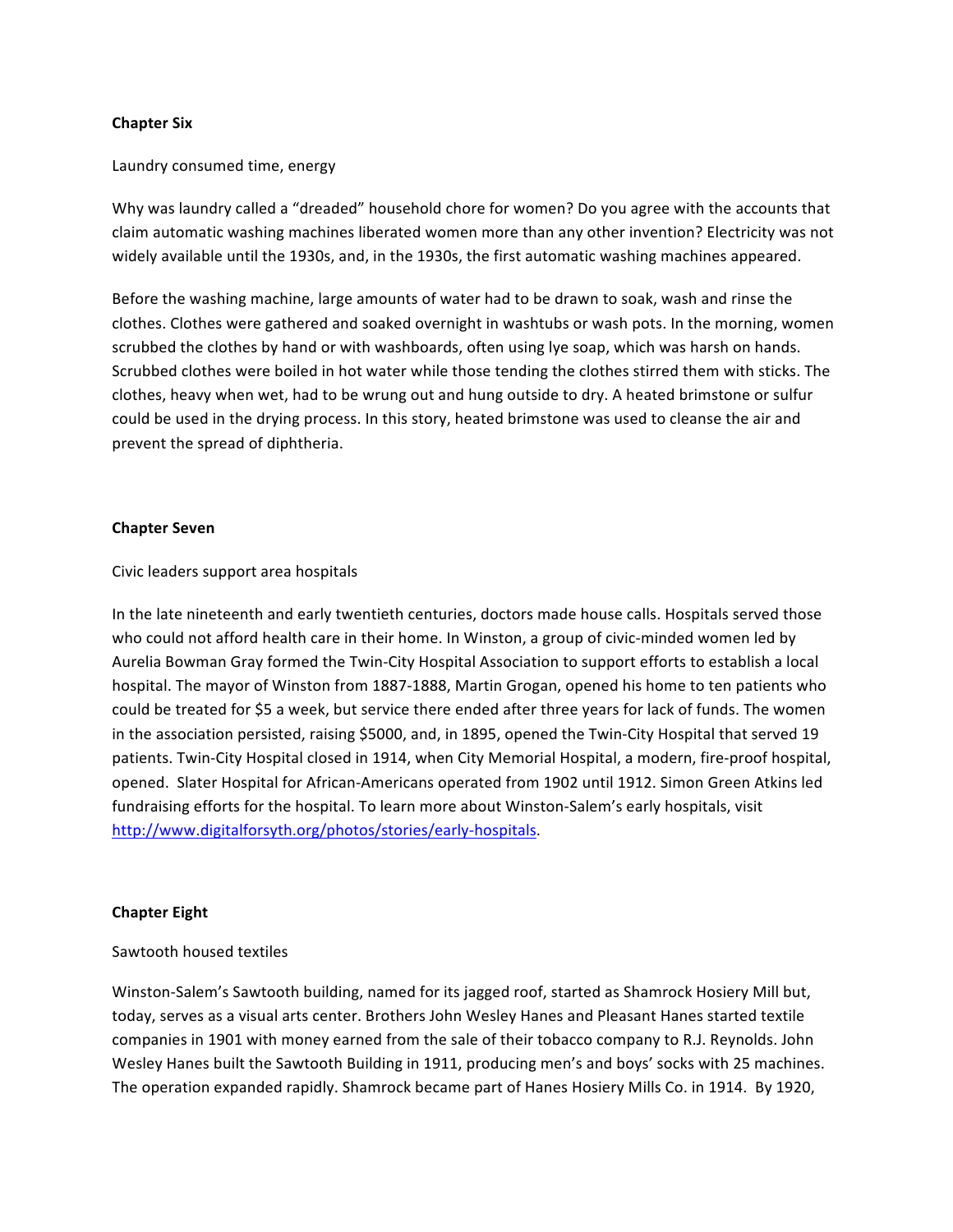**Chapter Six**

Laundry consumed time, energy

Why was laundry called a "dreaded" household chore for women? Do you agree with the accounts that claim automatic washing machines liberated women more than any other invention? Electricity was not widely available until the 1930s, and, in the 1930s, the first automatic washing machines appeared.

Before the washing machine, large amounts of water had to be drawn to soak, wash and rinse the clothes. Clothes were gathered and soaked overnight in washtubs or wash pots. In the morning, women scrubbed the clothes by hand or with washboards, often using lye soap, which was harsh on hands. Scrubbed clothes were boiled in hot water while those tending the clothes stirred them with sticks. The clothes, heavy when wet, had to be wrung out and hung outside to dry. A heated brimstone or sulfur could be used in the drying process. In this story, heated brimstone was used to cleanse the air and prevent the spread of diphtheria.

**Chapter Seven**

Civic leaders support area hospitals

In the late nineteenth and early twentieth centuries, doctors made house calls. Hospitals served those who could not afford health care in their home. In Winston, a group of civic-minded women led by Aurelia Bowman Gray formed the Twin-City Hospital Association to support efforts to establish a local hospital. The mayor of Winston from 1887-1888, Martin Grogan, opened his home to ten patients who could be treated for $5 a week, but service there ended after three years for lack of funds. The women in the association persisted, raising $5000, and, in 1895, opened the Twin-City Hospital that served 19 patients. Twin-City Hospital closed in 1914, when City Memorial Hospital, a modern, fire-proof hospital, opened. Slater Hospital for African-Americans operated from 1902 until 1912. Simon Green Atkins led fundraising efforts for the hospital. To learn more about Winston-Salem's early hospitals, visit http://www.digitalforsyth.org/photos/stories/early-hospitals.

**Chapter Eight**

Sawtooth housed textiles

Winston-Salem's Sawtooth building, named for its jagged roof, started as Shamrock Hosiery Mill but, today, serves as a visual arts center. Brothers John Wesley Hanes and Pleasant Hanes started textile companies in 1901 with money earned from the sale of their tobacco company to R.J. Reynolds. John Wesley Hanes built the Sawtooth Building in 1911, producing men's and boys' socks with 25 machines. The operation expanded rapidly. Shamrock became part of Hanes Hosiery Mills Co. in 1914. By 1920,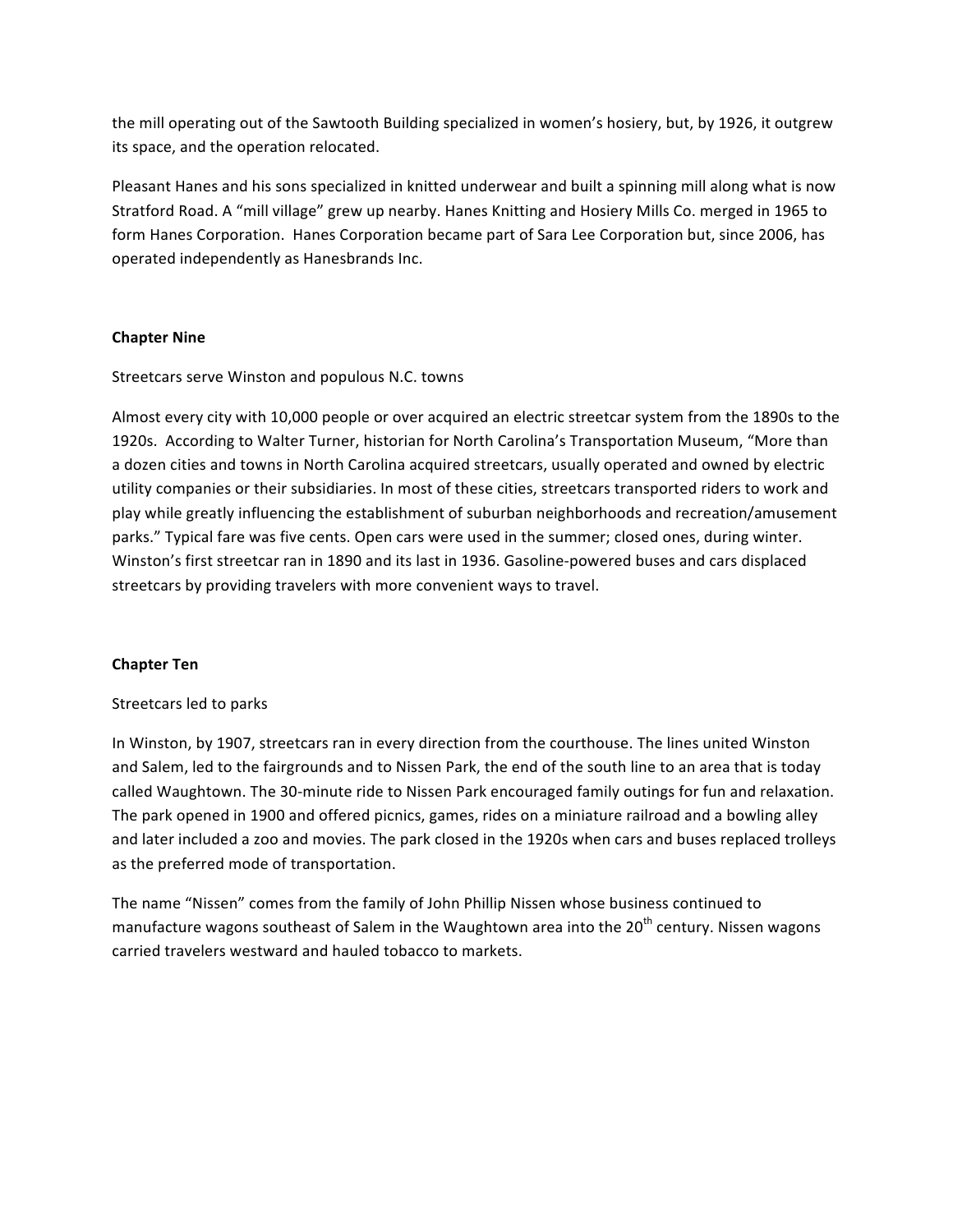the mill operating out of the Sawtooth Building specialized in women's hosiery, but, by 1926, it outgrew its space, and the operation relocated.

Pleasant Hanes and his sons specialized in knitted underwear and built a spinning mill along what is now Stratford Road. A "mill village" grew up nearby. Hanes Knitting and Hosiery Mills Co. merged in 1965 to form Hanes Corporation. Hanes Corporation became part of Sara Lee Corporation but, since 2006, has operated independently as Hanesbrands Inc.

## Chapter Nine

Streetcars serve Winston and populous N.C. towns

Almost every city with 10,000 people or over acquired an electric streetcar system from the 1890s to the 1920s. According to Walter Turner, historian for North Carolina's Transportation Museum, "More than a dozen cities and towns in North Carolina acquired streetcars, usually operated and owned by electric utility companies or their subsidiaries. In most of these cities, streetcars transported riders to work and play while greatly influencing the establishment of suburban neighborhoods and recreation/amusement parks." Typical fare was five cents. Open cars were used in the summer; closed ones, during winter. Winston's first streetcar ran in 1890 and its last in 1936. Gasoline-powered buses and cars displaced streetcars by providing travelers with more convenient ways to travel.

## Chapter Ten

Streetcars led to parks

In Winston, by 1907, streetcars ran in every direction from the courthouse. The lines united Winston and Salem, led to the fairgrounds and to Nissen Park, the end of the south line to an area that is today called Waughtown. The 30-minute ride to Nissen Park encouraged family outings for fun and relaxation. The park opened in 1900 and offered picnics, games, rides on a miniature railroad and a bowling alley and later included a zoo and movies. The park closed in the 1920s when cars and buses replaced trolleys as the preferred mode of transportation.

The name "Nissen" comes from the family of John Phillip Nissen whose business continued to manufacture wagons southeast of Salem in the Waughtown area into the 20th century. Nissen wagons carried travelers westward and hauled tobacco to markets.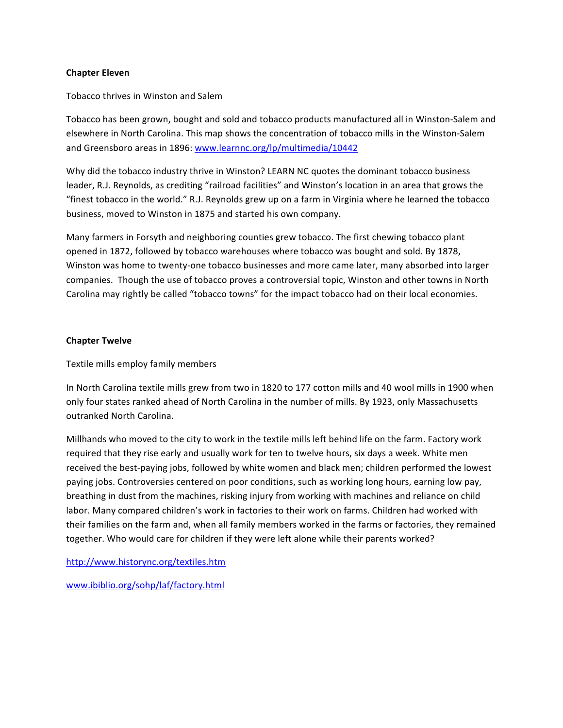**Chapter Eleven**

Tobacco thrives in Winston and Salem

Tobacco has been grown, bought and sold and tobacco products manufactured all in Winston-Salem and elsewhere in North Carolina. This map shows the concentration of tobacco mills in the Winston-Salem and Greensboro areas in 1896: [www.learnnc.org/lp/multimedia/10442](http://www.learnnc.org/lp/multimedia/10442)

Why did the tobacco industry thrive in Winston? LEARN NC quotes the dominant tobacco business leader, R.J. Reynolds, as crediting "railroad facilities" and Winston's location in an area that grows the "finest tobacco in the world." R.J. Reynolds grew up on a farm in Virginia where he learned the tobacco business, moved to Winston in 1875 and started his own company.

Many farmers in Forsyth and neighboring counties grew tobacco. The first chewing tobacco plant opened in 1872, followed by tobacco warehouses where tobacco was bought and sold. By 1878, Winston was home to twenty-one tobacco businesses and more came later, many absorbed into larger companies. Though the use of tobacco proves a controversial topic, Winston and other towns in North Carolina may rightly be called "tobacco towns" for the impact tobacco had on their local economies.

**Chapter Twelve**

Textile mills employ family members

In North Carolina textile mills grew from two in 1820 to 177 cotton mills and 40 wool mills in 1900 when only four states ranked ahead of North Carolina in the number of mills. By 1923, only Massachusetts outranked North Carolina.

Millhands who moved to the city to work in the textile mills left behind life on the farm. Factory work required that they rise early and usually work for ten to twelve hours, six days a week. White men received the best-paying jobs, followed by white women and black men; children performed the lowest paying jobs. Controversies centered on poor conditions, such as working long hours, earning low pay, breathing in dust from the machines, risking injury from working with machines and reliance on child labor. Many compared children's work in factories to their work on farms. Children had worked with their families on the farm and, when all family members worked in the farms or factories, they remained together. Who would care for children if they were left alone while their parents worked?

[http://www.historync.org/textiles.htm](http://www.historync.org/textiles.htm)

[www.ibiblio.org/sohp/laf/factory.html](http://www.ibiblio.org/sohp/laf/factory.html)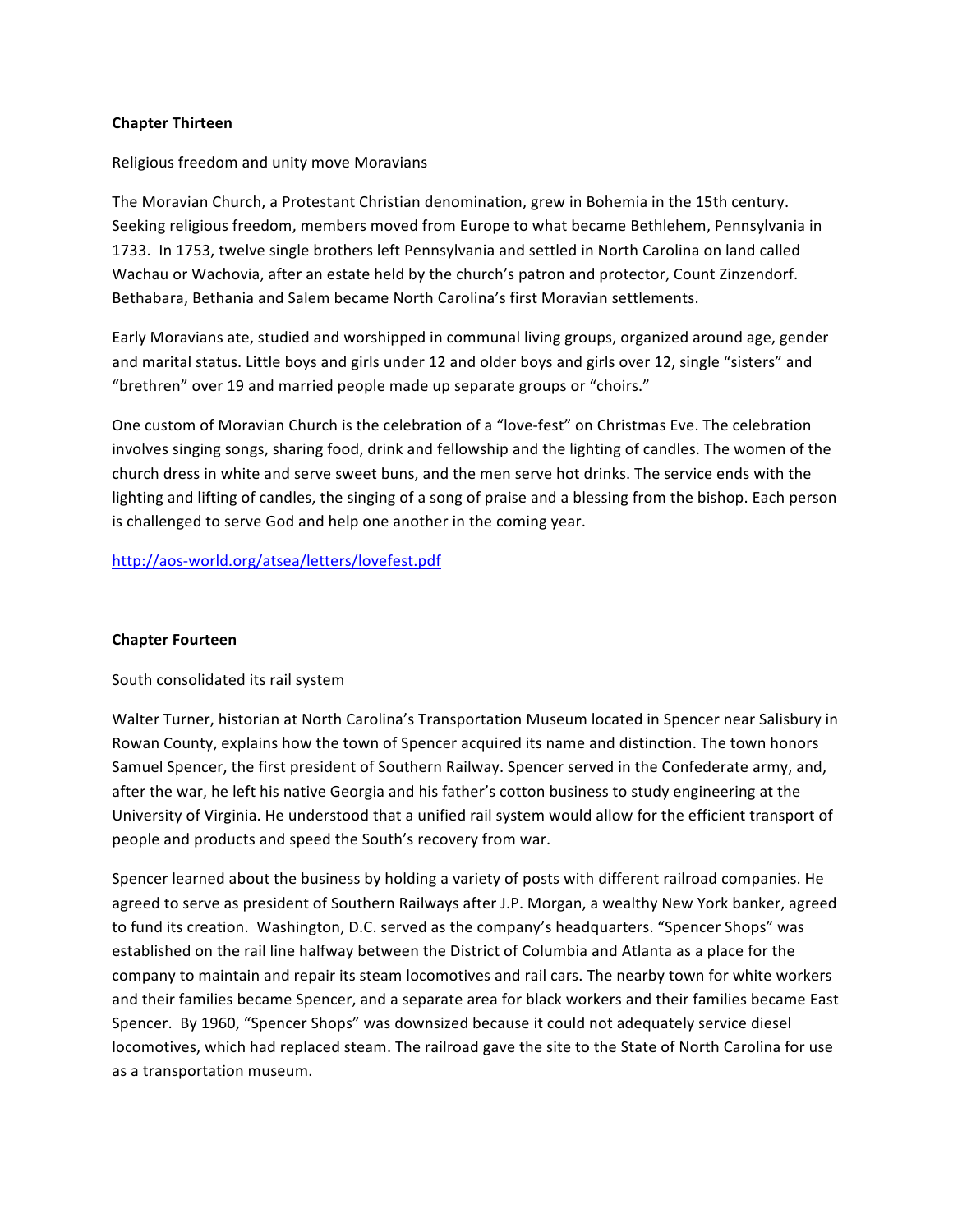## Chapter Thirteen

Religious freedom and unity move Moravians

The Moravian Church, a Protestant Christian denomination, grew in Bohemia in the 15th century. Seeking religious freedom, members moved from Europe to what became Bethlehem, Pennsylvania in 1733. In 1753, twelve single brothers left Pennsylvania and settled in North Carolina on land called Wachau or Wachovia, after an estate held by the church's patron and protector, Count Zinzendorf. Bethabara, Bethania and Salem became North Carolina's first Moravian settlements.

Early Moravians ate, studied and worshipped in communal living groups, organized around age, gender and marital status. Little boys and girls under 12 and older boys and girls over 12, single "sisters" and "brethren" over 19 and married people made up separate groups or "choirs."

One custom of Moravian Church is the celebration of a "love-fest" on Christmas Eve. The celebration involves singing songs, sharing food, drink and fellowship and the lighting of candles. The women of the church dress in white and serve sweet buns, and the men serve hot drinks. The service ends with the lighting and lifting of candles, the singing of a song of praise and a blessing from the bishop. Each person is challenged to serve God and help one another in the coming year.

[http://aos-world.org/atsea/letters/lovefest.pdf](http://aos-world.org/atsea/letters/lovefest.pdf)

## Chapter Fourteen

South consolidated its rail system

Walter Turner, historian at North Carolina's Transportation Museum located in Spencer near Salisbury in Rowan County, explains how the town of Spencer acquired its name and distinction. The town honors Samuel Spencer, the first president of Southern Railway. Spencer served in the Confederate army, and, after the war, he left his native Georgia and his father's cotton business to study engineering at the University of Virginia. He understood that a unified rail system would allow for the efficient transport of people and products and speed the South's recovery from war.

Spencer learned about the business by holding a variety of posts with different railroad companies. He agreed to serve as president of Southern Railways after J.P. Morgan, a wealthy New York banker, agreed to fund its creation. Washington, D.C. served as the company's headquarters. "Spencer Shops" was established on the rail line halfway between the District of Columbia and Atlanta as a place for the company to maintain and repair its steam locomotives and rail cars. The nearby town for white workers and their families became Spencer, and a separate area for black workers and their families became East Spencer. By 1960, "Spencer Shops" was downsized because it could not adequately service diesel locomotives, which had replaced steam. The railroad gave the site to the State of North Carolina for use as a transportation museum.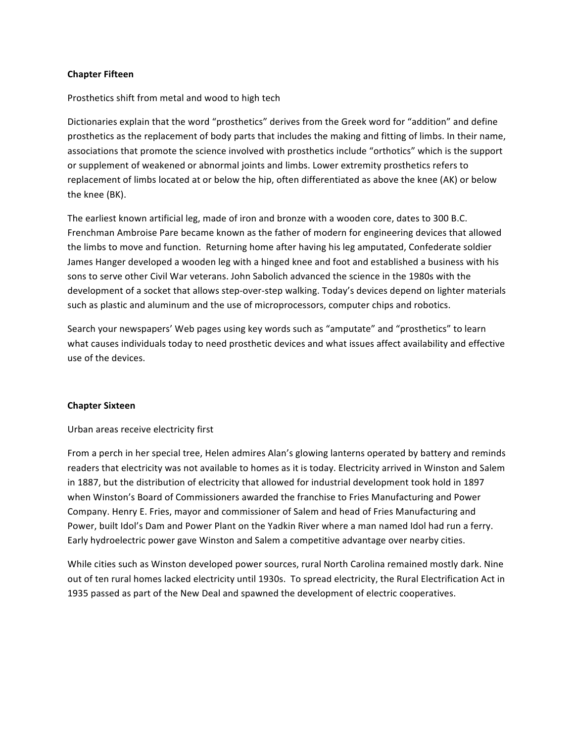## Chapter Fifteen

Prosthetics shift from metal and wood to high tech

Dictionaries explain that the word "prosthetics" derives from the Greek word for "addition" and define prosthetics as the replacement of body parts that includes the making and fitting of limbs. In their name, associations that promote the science involved with prosthetics include "orthotics" which is the support or supplement of weakened or abnormal joints and limbs. Lower extremity prosthetics refers to replacement of limbs located at or below the hip, often differentiated as above the knee (AK) or below the knee (BK).

The earliest known artificial leg, made of iron and bronze with a wooden core, dates to 300 B.C. Frenchman Ambroise Pare became known as the father of modern for engineering devices that allowed the limbs to move and function. Returning home after having his leg amputated, Confederate soldier James Hanger developed a wooden leg with a hinged knee and foot and established a business with his sons to serve other Civil War veterans. John Sabolich advanced the science in the 1980s with the development of a socket that allows step-over-step walking. Today's devices depend on lighter materials such as plastic and aluminum and the use of microprocessors, computer chips and robotics.

Search your newspapers' Web pages using key words such as "amputate" and "prosthetics" to learn what causes individuals today to need prosthetic devices and what issues affect availability and effective use of the devices.

## Chapter Sixteen

Urban areas receive electricity first

From a perch in her special tree, Helen admires Alan's glowing lanterns operated by battery and reminds readers that electricity was not available to homes as it is today. Electricity arrived in Winston and Salem in 1887, but the distribution of electricity that allowed for industrial development took hold in 1897 when Winston's Board of Commissioners awarded the franchise to Fries Manufacturing and Power Company. Henry E. Fries, mayor and commissioner of Salem and head of Fries Manufacturing and Power, built Idol's Dam and Power Plant on the Yadkin River where a man named Idol had run a ferry. Early hydroelectric power gave Winston and Salem a competitive advantage over nearby cities.

While cities such as Winston developed power sources, rural North Carolina remained mostly dark. Nine out of ten rural homes lacked electricity until 1930s. To spread electricity, the Rural Electrification Act in 1935 passed as part of the New Deal and spawned the development of electric cooperatives.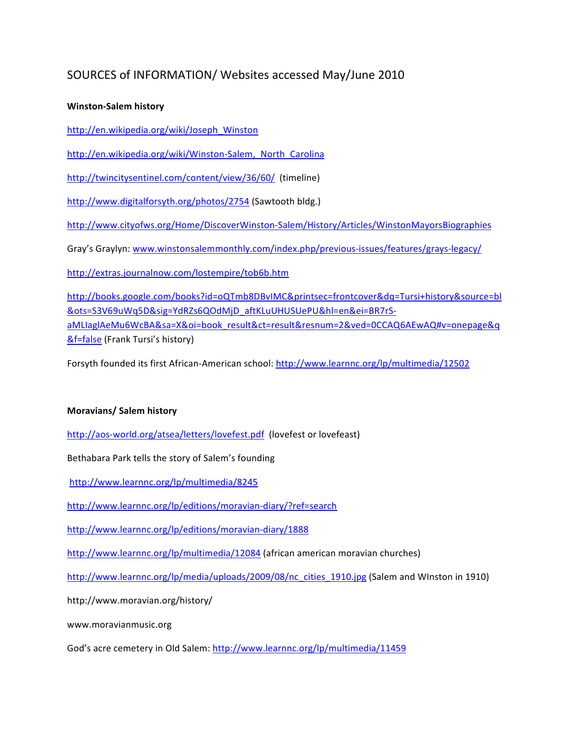# SOURCES of INFORMATION/ Websites accessed May/June 2010

**Winston-Salem history**

http://en.wikipedia.org/wiki/Joseph_Winston

http://en.wikipedia.org/wiki/Winston-Salem,_North_Carolina

http://twincitysentinel.com/content/view/36/60/ (timeline)

http://www.digitalforsyth.org/photos/2754 (Sawtooth bldg.)

http://www.cityofws.org/Home/DiscoverWinston-Salem/History/Articles/WinstonMayorsBiographies

Gray's Graylyn: www.winstonsalemmonthly.com/index.php/previous-issues/features/grays-legacy/

http://extras.journalnow.com/lostempire/tob6b.htm

http://books.google.com/books?id=oQTmb8DBvIMC&printsec=frontcover&dq=Tursi+history&source=bl&ots=S3V69uWq5D&sig=YdRZs6QOdMjD_aftKLuUHUSUePU&hl=en&ei=BR7rS-aMLIaglAeMu6WcBA&sa=X&oi=book_result&ct=result&resnum=2&ved=0CCAQ6AEwAQ#v=onepage&q&f=false (Frank Tursi's history)

Forsyth founded its first African-American school: http://www.learnnc.org/lp/multimedia/12502

**Moravians/ Salem history**

http://aos-world.org/atsea/letters/lovefest.pdf (lovefest or lovefeast)

Bethabara Park tells the story of Salem's founding

http://www.learnnc.org/lp/multimedia/8245

http://www.learnnc.org/lp/editions/moravian-diary/?ref=search

http://www.learnnc.org/lp/editions/moravian-diary/1888

http://www.learnnc.org/lp/multimedia/12084 (african american moravian churches)

http://www.learnnc.org/lp/media/uploads/2009/08/nc_cities_1910.jpg (Salem and WInston in 1910)

http://www.moravian.org/history/

www.moravianmusic.org

God's acre cemetery in Old Salem: http://www.learnnc.org/lp/multimedia/11459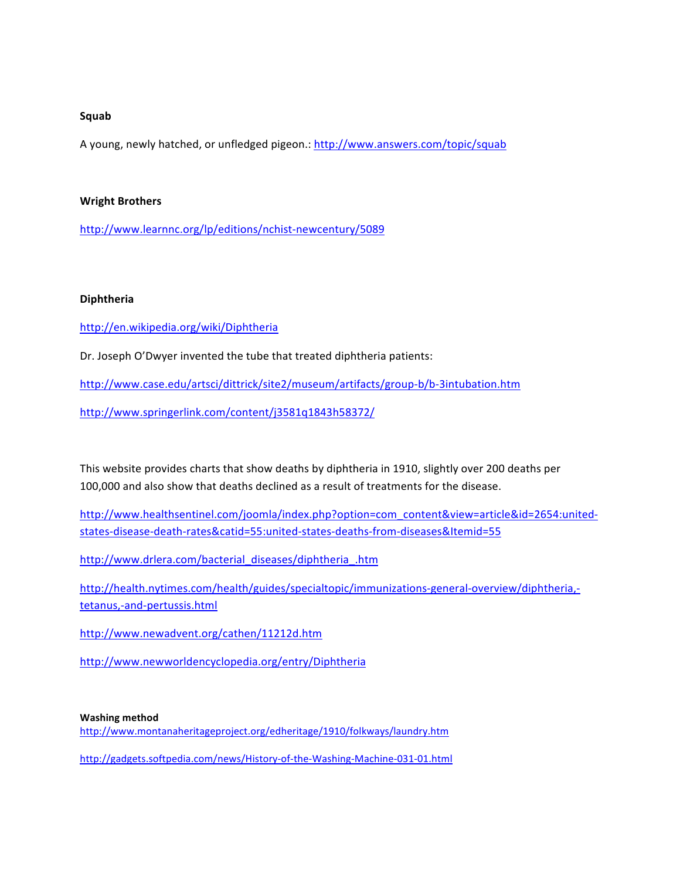**Squab**

A young, newly hatched, or unfledged pigeon.: http://www.answers.com/topic/squab

**Wright Brothers**

http://www.learnnc.org/lp/editions/nchist-newcentury/5089

**Diphtheria**

http://en.wikipedia.org/wiki/Diphtheria

Dr. Joseph O'Dwyer invented the tube that treated diphtheria patients:

http://www.case.edu/artsci/dittrick/site2/museum/artifacts/group-b/b-3intubation.htm

http://www.springerlink.com/content/j3581q1843h58372/

This website provides charts that show deaths by diphtheria in 1910, slightly over 200 deaths per 100,000 and also show that deaths declined as a result of treatments for the disease.

http://www.healthsentinel.com/joomla/index.php?option=com_content&view=article&id=2654:united-states-disease-death-rates&catid=55:united-states-deaths-from-diseases&Itemid=55

http://www.drlera.com/bacterial_diseases/diphtheria_.htm

http://health.nytimes.com/health/guides/specialtopic/immunizations-general-overview/diphtheria,-tetanus,-and-pertussis.html

http://www.newadvent.org/cathen/11212d.htm

http://www.newworldencyclopedia.org/entry/Diphtheria

**Washing method**

http://www.montanaheritageproject.org/edheritage/1910/folkways/laundry.htm

http://gadgets.softpedia.com/news/History-of-the-Washing-Machine-031-01.html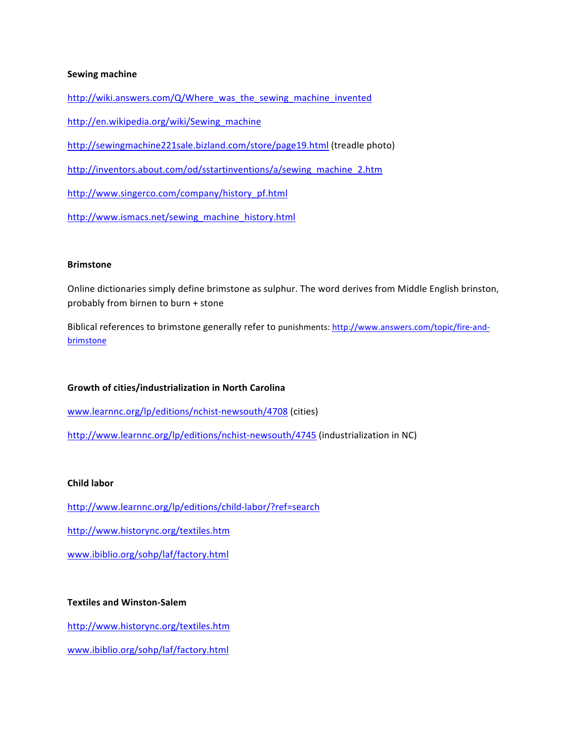**Sewing machine**

http://wiki.answers.com/Q/Where_was_the_sewing_machine_invented

http://en.wikipedia.org/wiki/Sewing_machine

http://sewingmachine221sale.bizland.com/store/page19.html (treadle photo)

http://inventors.about.com/od/sstartinventions/a/sewing_machine_2.htm

http://www.singerco.com/company/history_pf.html

http://www.ismacs.net/sewing_machine_history.html

**Brimstone**

Online dictionaries simply define brimstone as sulphur. The word derives from Middle English brinston, probably from birnen to burn + stone

Biblical references to brimstone generally refer to punishments: http://www.answers.com/topic/fire-and-brimstone

**Growth of cities/industrialization in North Carolina**

www.learnnc.org/lp/editions/nchist-newsouth/4708 (cities)

http://www.learnnc.org/lp/editions/nchist-newsouth/4745 (industrialization in NC)

**Child labor**

http://www.learnnc.org/lp/editions/child-labor/?ref=search

http://www.historync.org/textiles.htm

www.ibiblio.org/sohp/laf/factory.html

**Textiles and Winston-Salem**

http://www.historync.org/textiles.htm

www.ibiblio.org/sohp/laf/factory.html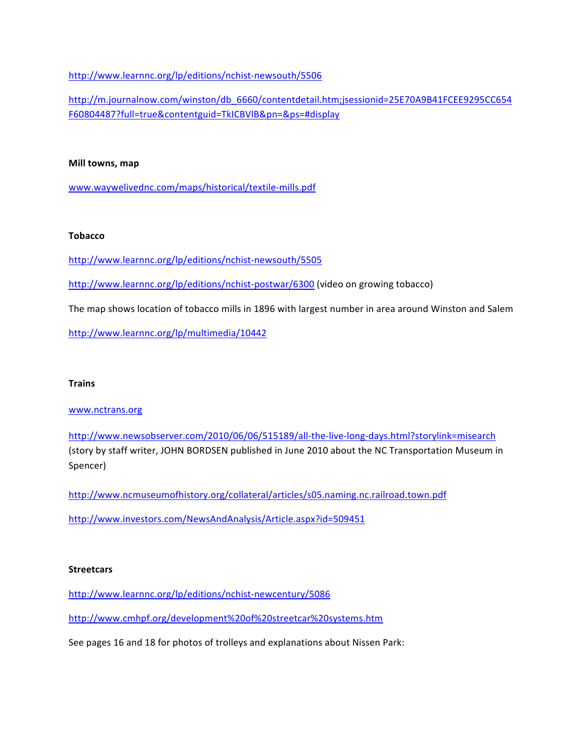http://www.learnnc.org/lp/editions/nchist-newsouth/5506

http://m.journalnow.com/winston/db_6660/contentdetail.htm;jsessionid=25E70A9B41FCEE9295CC654F60804487?full=true&contentguid=TkICBVlB&pn=&ps=#display

**Mill towns, map**

www.waywelivednc.com/maps/historical/textile-mills.pdf

**Tobacco**

http://www.learnnc.org/lp/editions/nchist-newsouth/5505

http://www.learnnc.org/lp/editions/nchist-postwar/6300 (video on growing tobacco)

The map shows location of tobacco mills in 1896 with largest number in area around Winston and Salem

http://www.learnnc.org/lp/multimedia/10442

**Trains**

www.nctrans.org

http://www.newsobserver.com/2010/06/06/515189/all-the-live-long-days.html?storylink=misearch (story by staff writer, JOHN BORDSEN published in June 2010 about the NC Transportation Museum in Spencer)

http://www.ncmuseumofhistory.org/collateral/articles/s05.naming.nc.railroad.town.pdf

http://www.investors.com/NewsAndAnalysis/Article.aspx?id=509451

**Streetcars**

http://www.learnnc.org/lp/editions/nchist-newcentury/5086

http://www.cmhpf.org/development%20of%20streetcar%20systems.htm

See pages 16 and 18 for photos of trolleys and explanations about Nissen Park: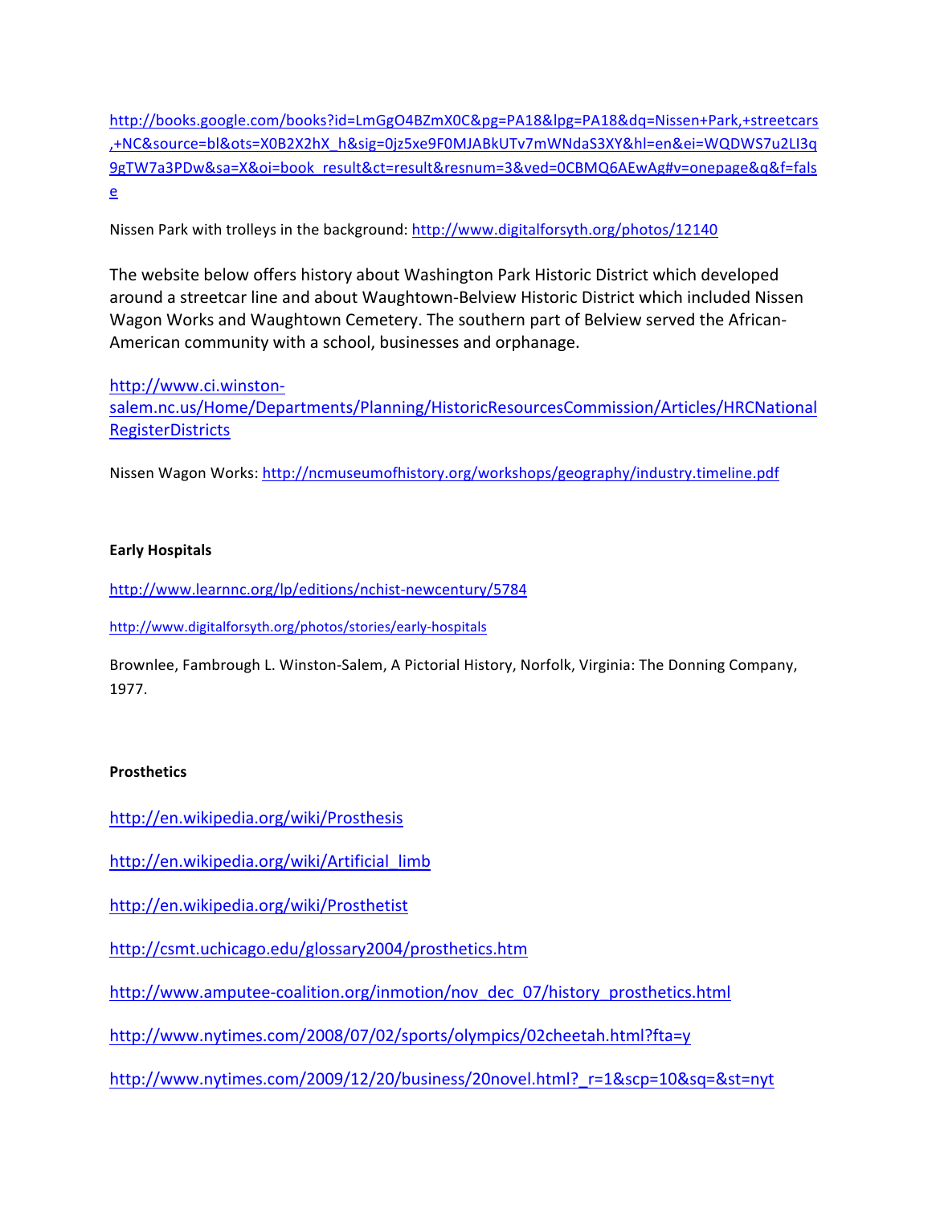http://books.google.com/books?id=LmGgO4BZmX0C&pg=PA18&lpg=PA18&dq=Nissen+Park,+streetcars,+NC&source=bl&ots=X0B2X2hX_h&sig=0jz5xe9F0MJABkUTv7mWNdaS3XY&hl=en&ei=WQDWS7u2LI3q9gTW7a3PDw&sa=X&oi=book_result&ct=result&resnum=3&ved=0CBMQ6AEwAg#v=onepage&q&f=false

Nissen Park with trolleys in the background: http://www.digitalforsyth.org/photos/12140

The website below offers history about Washington Park Historic District which developed around a streetcar line and about Waughtown-Belview Historic District which included Nissen Wagon Works and Waughtown Cemetery. The southern part of Belview served the African-American community with a school, businesses and orphanage.

http://www.ci.winston-salem.nc.us/Home/Departments/Planning/HistoricResourcesCommission/Articles/HRCNationalRegisterDistricts

Nissen Wagon Works: http://ncmuseumofhistory.org/workshops/geography/industry.timeline.pdf

**Early Hospitals**

http://www.learnnc.org/lp/editions/nchist-newcentury/5784

http://www.digitalforsyth.org/photos/stories/early-hospitals

Brownlee, Fambrough L. Winston-Salem, A Pictorial History, Norfolk, Virginia: The Donning Company, 1977.

**Prosthetics**

http://en.wikipedia.org/wiki/Prosthesis

http://en.wikipedia.org/wiki/Artificial_limb

http://en.wikipedia.org/wiki/Prosthetist

http://csmt.uchicago.edu/glossary2004/prosthetics.htm

http://www.amputee-coalition.org/inmotion/nov_dec_07/history_prosthetics.html

http://www.nytimes.com/2008/07/02/sports/olympics/02cheetah.html?fta=y

http://www.nytimes.com/2009/12/20/business/20novel.html?_r=1&scp=10&sq=&st=nyt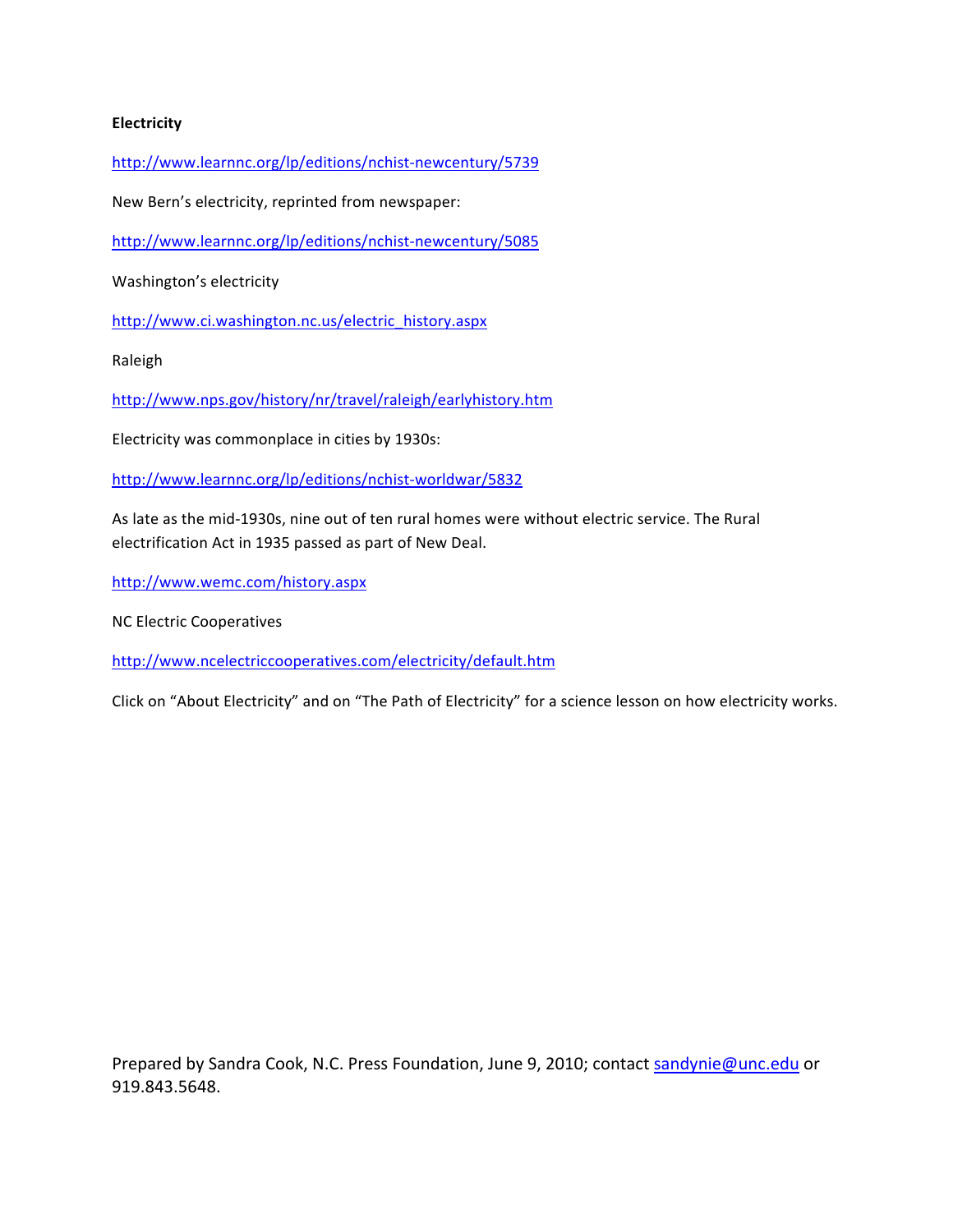**Electricity**

http://www.learnnc.org/lp/editions/nchist-newcentury/5739

New Bern's electricity, reprinted from newspaper:

http://www.learnnc.org/lp/editions/nchist-newcentury/5085

Washington's electricity

http://www.ci.washington.nc.us/electric_history.aspx

Raleigh

http://www.nps.gov/history/nr/travel/raleigh/earlyhistory.htm

Electricity was commonplace in cities by 1930s:

http://www.learnnc.org/lp/editions/nchist-worldwar/5832

As late as the mid-1930s, nine out of ten rural homes were without electric service. The Rural electrification Act in 1935 passed as part of New Deal.

http://www.wemc.com/history.aspx

NC Electric Cooperatives

http://www.ncelectriccooperatives.com/electricity/default.htm

Click on "About Electricity" and on "The Path of Electricity" for a science lesson on how electricity works.

Prepared by Sandra Cook, N.C. Press Foundation, June 9, 2010; contact sandynie@unc.edu or 919.843.5648.